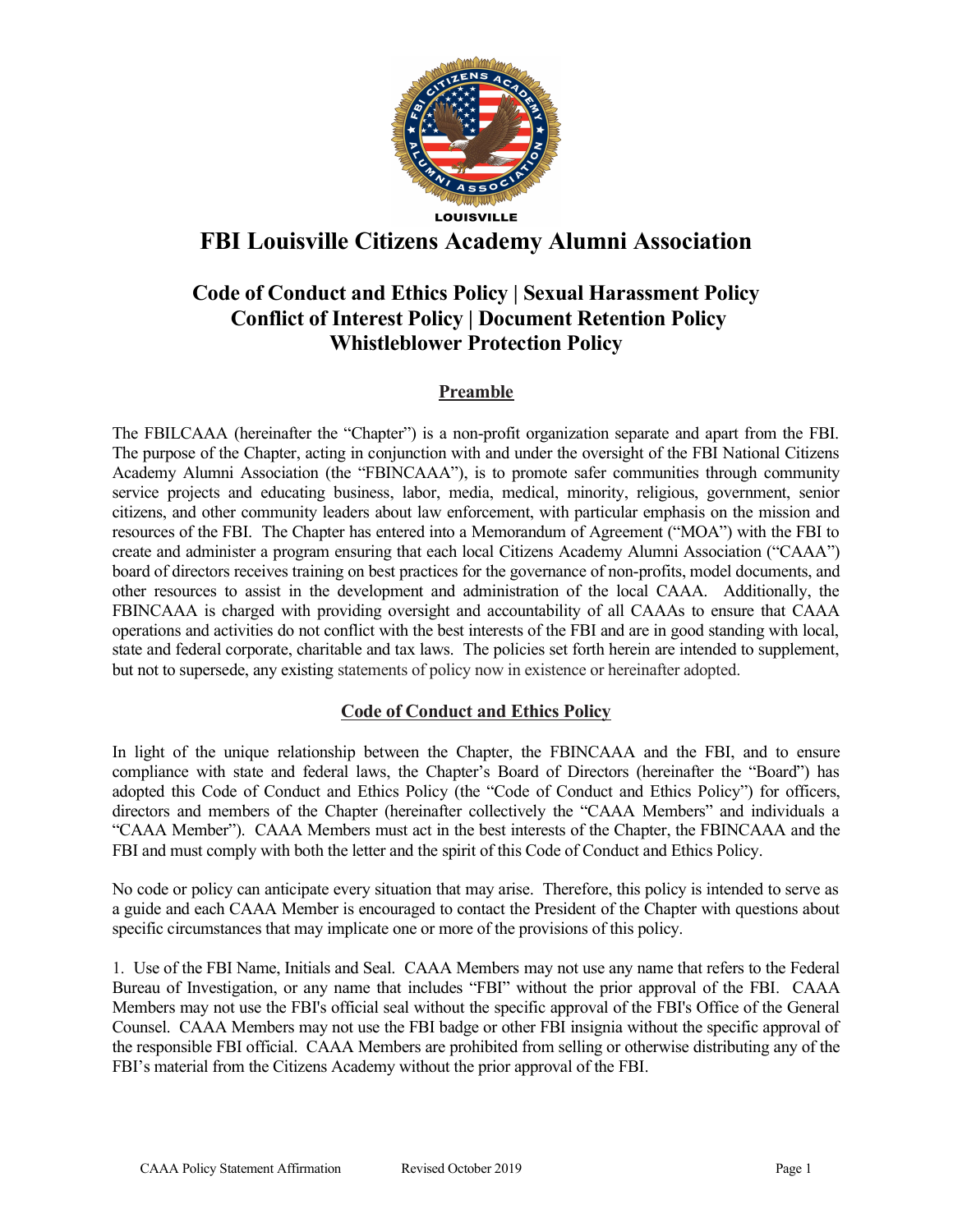LOUISVILLE

# FBI Louisville Citizens Academy Alumni Association

## Code of Conduct and Ethics Policy | Sexual Harassment Policy Conflict of Interest Policy | Document Retention Policy Whistleblower Protection Policy

### Preamble

The FBILCAAA (hereinafter the "Chapter") is a non-profit organization separate and apart from the FBI. The purpose of the Chapter, acting in conjunction with and under the oversight of the FBI National Citizens Academy Alumni Association (the "FBINCAAA"), is to promote safer communities through community service projects and educating business, labor, media, medical, minority, religious, government, senior citizens, and other community leaders about law enforcement, with particular emphasis on the mission and resources of the FBI. The Chapter has entered into a Memorandum of Agreement ("MOA") with the FBI to create and administer a program ensuring that each local Citizens Academy Alumni Association ("CAAA") board of directors receives training on best practices for the governance of non-profits, model documents, and other resources to assist in the development and administration of the local CAAA. Additionally, the FBINCAAA is charged with providing oversight and accountability of all CAAAs to ensure that CAAA operations and activities do not conflict with the best interests of the FBI and are in good standing with local, state and federal corporate, charitable and tax laws. The policies set forth herein are intended to supplement, but not to supersede, any existing statements of policy now in existence or hereinafter adopted.

### Code of Conduct and Ethics Policy

In light of the unique relationship between the Chapter, the FBINCAAA and the FBI, and to ensure compliance with state and federal laws, the Chapter's Board of Directors (hereinafter the "Board") has adopted this Code of Conduct and Ethics Policy (the "Code of Conduct and Ethics Policy") for officers, directors and members of the Chapter (hereinafter collectively the "CAAA Members" and individuals a "CAAA Member"). CAAA Members must act in the best interests of the Chapter, the FBINCAAA and the FBI and must comply with both the letter and the spirit of this Code of Conduct and Ethics Policy.

No code or policy can anticipate every situation that may arise. Therefore, this policy is intended to serve as a guide and each CAAA Member is encouraged to contact the President of the Chapter with questions about specific circumstances that may implicate one or more of the provisions of this policy.

1. Use of the FBI Name, Initials and Seal. CAAA Members may not use any name that refers to the Federal Bureau of Investigation, or any name that includes "FBI" without the prior approval of the FBI. CAAA Members may not use the FBI's official seal without the specific approval of the FBI's Office of the General Counsel. CAAA Members may not use the FBI badge or other FBI insignia without the specific approval of the responsible FBI official. CAAA Members are prohibited from selling or otherwise distributing any of the FBI's material from the Citizens Academy without the prior approval of the FBI.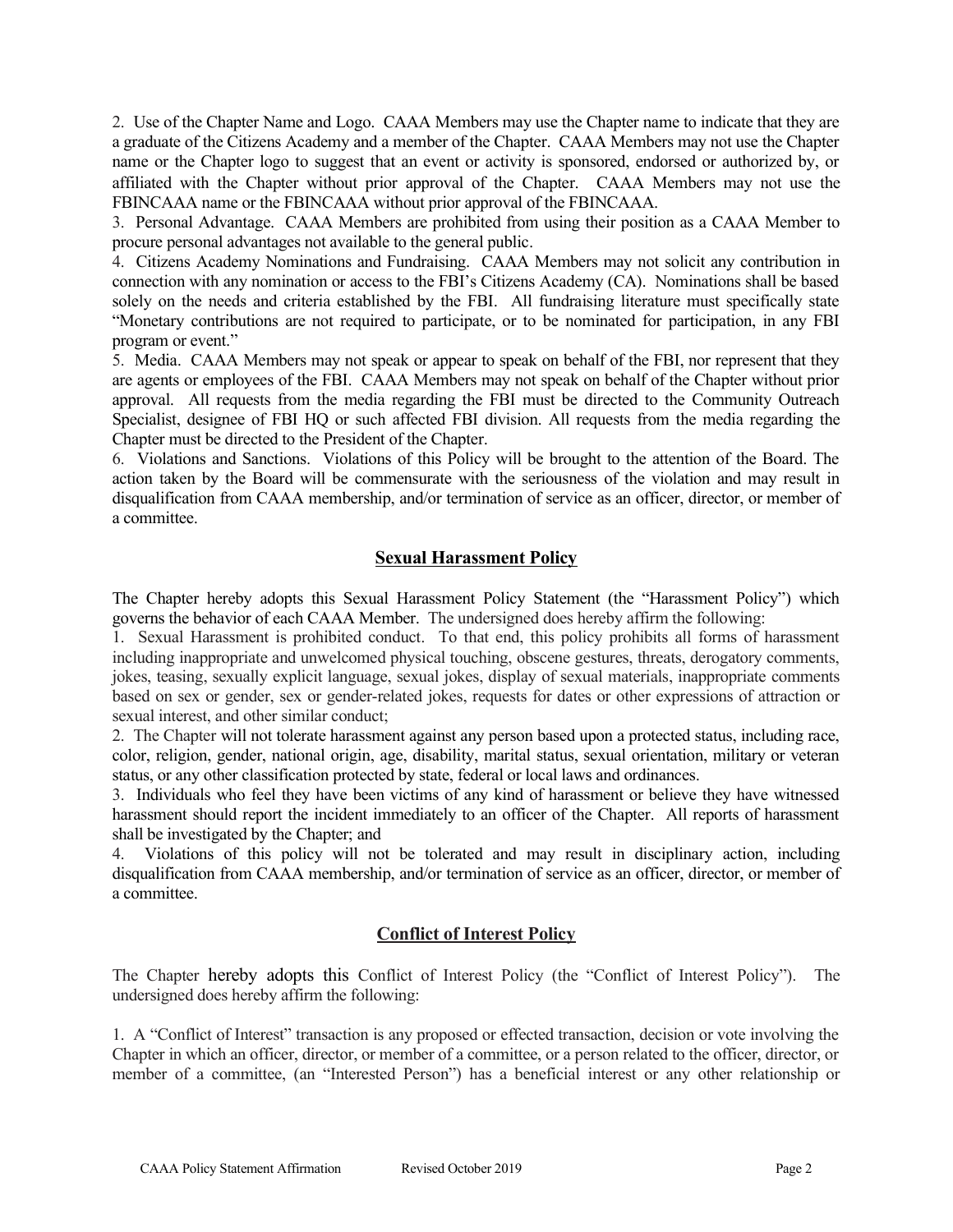2. Use of the Chapter Name and Logo. CAAA Members may use the Chapter name to indicate that they are a graduate of the Citizens Academy and a member of the Chapter. CAAA Members may not use the Chapter name or the Chapter logo to suggest that an event or activity is sponsored, endorsed or authorized by, or affiliated with the Chapter without prior approval of the Chapter. CAAA Members may not use the FBINCAAA name or the FBINCAAA without prior approval of the FBINCAAA.

3. Personal Advantage. CAAA Members are prohibited from using their position as a CAAA Member to procure personal advantages not available to the general public.

4. Citizens Academy Nominations and Fundraising. CAAA Members may not solicit any contribution in connection with any nomination or access to the FBI's Citizens Academy (CA). Nominations shall be based solely on the needs and criteria established by the FBI. All fundraising literature must specifically state "Monetary contributions are not required to participate, or to be nominated for participation, in any FBI program or event."

5. Media. CAAA Members may not speak or appear to speak on behalf of the FBI, nor represent that they are agents or employees of the FBI. CAAA Members may not speak on behalf of the Chapter without prior approval. All requests from the media regarding the FBI must be directed to the Community Outreach Specialist, designee of FBI HQ or such affected FBI division. All requests from the media regarding the Chapter must be directed to the President of the Chapter.

6. Violations and Sanctions. Violations of this Policy will be brought to the attention of the Board. The action taken by the Board will be commensurate with the seriousness of the violation and may result in disqualification from CAAA membership, and/or termination of service as an officer, director, or member of a committee.

## Sexual Harassment Policy

The Chapter hereby adopts this Sexual Harassment Policy Statement (the "Harassment Policy") which governs the behavior of each CAAA Member. The undersigned does hereby affirm the following:

1. Sexual Harassment is prohibited conduct. To that end, this policy prohibits all forms of harassment including inappropriate and unwelcomed physical touching, obscene gestures, threats, derogatory comments, jokes, teasing, sexually explicit language, sexual jokes, display of sexual materials, inappropriate comments based on sex or gender, sex or gender-related jokes, requests for dates or other expressions of attraction or sexual interest, and other similar conduct;

2. The Chapter will not tolerate harassment against any person based upon a protected status, including race, color, religion, gender, national origin, age, disability, marital status, sexual orientation, military or veteran status, or any other classification protected by state, federal or local laws and ordinances.

3. Individuals who feel they have been victims of any kind of harassment or believe they have witnessed harassment should report the incident immediately to an officer of the Chapter. All reports of harassment shall be investigated by the Chapter; and

4. Violations of this policy will not be tolerated and may result in disciplinary action, including disqualification from CAAA membership, and/or termination of service as an officer, director, or member of a committee.

## Conflict of Interest Policy

The Chapter hereby adopts this Conflict of Interest Policy (the "Conflict of Interest Policy"). The undersigned does hereby affirm the following:

1. A "Conflict of Interest" transaction is any proposed or effected transaction, decision or vote involving the Chapter in which an officer, director, or member of a committee, or a person related to the officer, director, or member of a committee, (an "Interested Person") has a beneficial interest or any other relationship or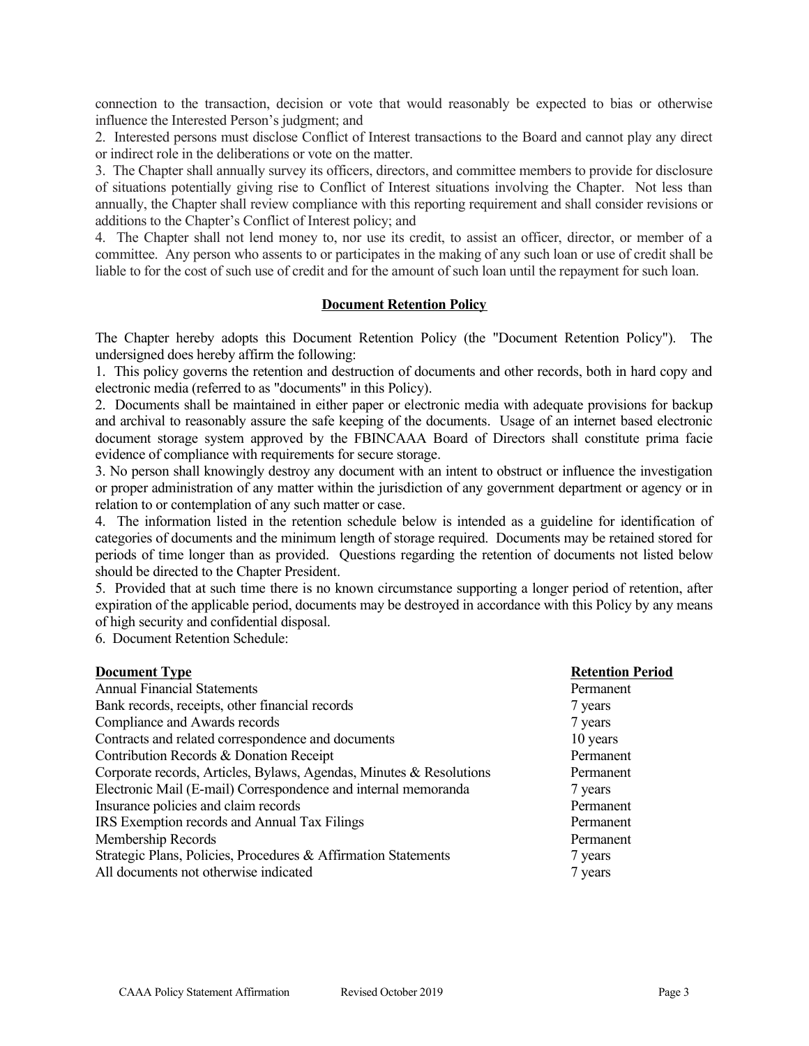connection to the transaction, decision or vote that would reasonably be expected to bias or otherwise influence the Interested Person's judgment; and

2. Interested persons must disclose Conflict of Interest transactions to the Board and cannot play any direct or indirect role in the deliberations or vote on the matter.

3. The Chapter shall annually survey its officers, directors, and committee members to provide for disclosure of situations potentially giving rise to Conflict of Interest situations involving the Chapter. Not less than annually, the Chapter shall review compliance with this reporting requirement and shall consider revisions or additions to the Chapter's Conflict of Interest policy; and

4. The Chapter shall not lend money to, nor use its credit, to assist an officer, director, or member of a committee. Any person who assents to or participates in the making of any such loan or use of credit shall be liable to for the cost of such use of credit and for the amount of such loan until the repayment for such loan.

## Document Retention Policy

The Chapter hereby adopts this Document Retention Policy (the "Document Retention Policy"). The undersigned does hereby affirm the following:

1. This policy governs the retention and destruction of documents and other records, both in hard copy and electronic media (referred to as "documents" in this Policy).

2. Documents shall be maintained in either paper or electronic media with adequate provisions for backup and archival to reasonably assure the safe keeping of the documents. Usage of an internet based electronic document storage system approved by the FBINCAAA Board of Directors shall constitute prima facie evidence of compliance with requirements for secure storage.

3. No person shall knowingly destroy any document with an intent to obstruct or influence the investigation or proper administration of any matter within the jurisdiction of any government department or agency or in relation to or contemplation of any such matter or case.

4. The information listed in the retention schedule below is intended as a guideline for identification of categories of documents and the minimum length of storage required. Documents may be retained stored for periods of time longer than as provided. Questions regarding the retention of documents not listed below should be directed to the Chapter President.

5. Provided that at such time there is no known circumstance supporting a longer period of retention, after expiration of the applicable period, documents may be destroyed in accordance with this Policy by any means of high security and confidential disposal.

6. Document Retention Schedule:

| Document Type | Retention Period |
|---|---|
| Annual Financial Statements | Permanent |
| Bank records, receipts, other financial records | 7 years |
| Compliance and Awards records | 7 years |
| Contracts and related correspondence and documents | 10 years |
| Contribution Records & Donation Receipt | Permanent |
| Corporate records, Articles, Bylaws, Agendas, Minutes & Resolutions | Permanent |
| Electronic Mail (E-mail) Correspondence and internal memoranda | 7 years |
| Insurance policies and claim records | Permanent |
| IRS Exemption records and Annual Tax Filings | Permanent |
| Membership Records | Permanent |
| Strategic Plans, Policies, Procedures & Affirmation Statements | 7 years |
| All documents not otherwise indicated | 7 years |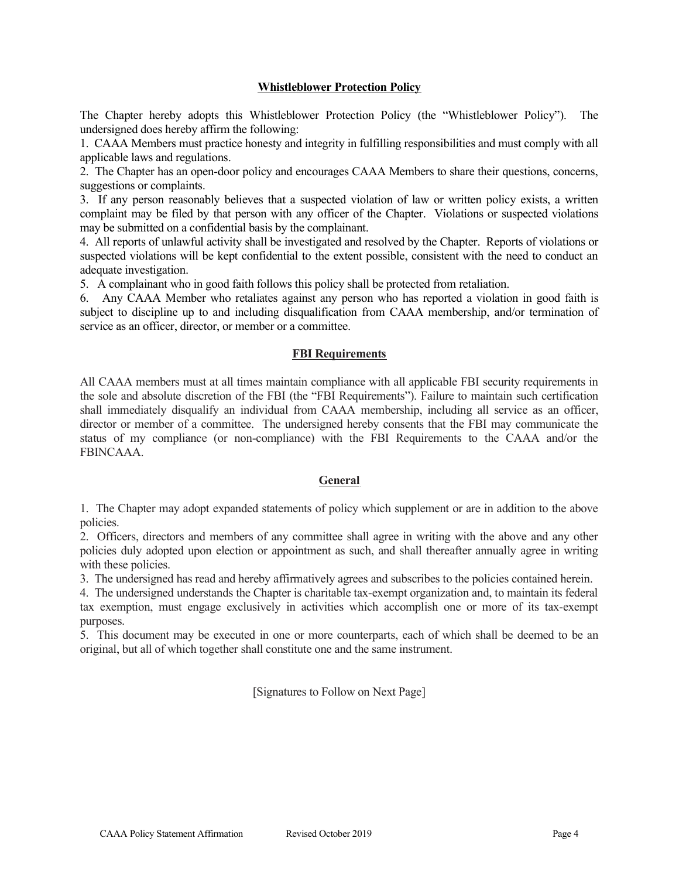## Whistleblower Protection Policy

The Chapter hereby adopts this Whistleblower Protection Policy (the "Whistleblower Policy"). The undersigned does hereby affirm the following:

1. CAAA Members must practice honesty and integrity in fulfilling responsibilities and must comply with all applicable laws and regulations.
2. The Chapter has an open-door policy and encourages CAAA Members to share their questions, concerns, suggestions or complaints.
3. If any person reasonably believes that a suspected violation of law or written policy exists, a written complaint may be filed by that person with any officer of the Chapter. Violations or suspected violations may be submitted on a confidential basis by the complainant.
4. All reports of unlawful activity shall be investigated and resolved by the Chapter. Reports of violations or suspected violations will be kept confidential to the extent possible, consistent with the need to conduct an adequate investigation.
5. A complainant who in good faith follows this policy shall be protected from retaliation.
6. Any CAAA Member who retaliates against any person who has reported a violation in good faith is subject to discipline up to and including disqualification from CAAA membership, and/or termination of service as an officer, director, or member or a committee.

## FBI Requirements

All CAAA members must at all times maintain compliance with all applicable FBI security requirements in the sole and absolute discretion of the FBI (the "FBI Requirements"). Failure to maintain such certification shall immediately disqualify an individual from CAAA membership, including all service as an officer, director or member of a committee. The undersigned hereby consents that the FBI may communicate the status of my compliance (or non-compliance) with the FBI Requirements to the CAAA and/or the FBINCAAA.

## General

1. The Chapter may adopt expanded statements of policy which supplement or are in addition to the above policies.
2. Officers, directors and members of any committee shall agree in writing with the above and any other policies duly adopted upon election or appointment as such, and shall thereafter annually agree in writing with these policies.
3. The undersigned has read and hereby affirmatively agrees and subscribes to the policies contained herein.
4. The undersigned understands the Chapter is charitable tax-exempt organization and, to maintain its federal tax exemption, must engage exclusively in activities which accomplish one or more of its tax-exempt purposes.
5. This document may be executed in one or more counterparts, each of which shall be deemed to be an original, but all of which together shall constitute one and the same instrument.

[Signatures to Follow on Next Page]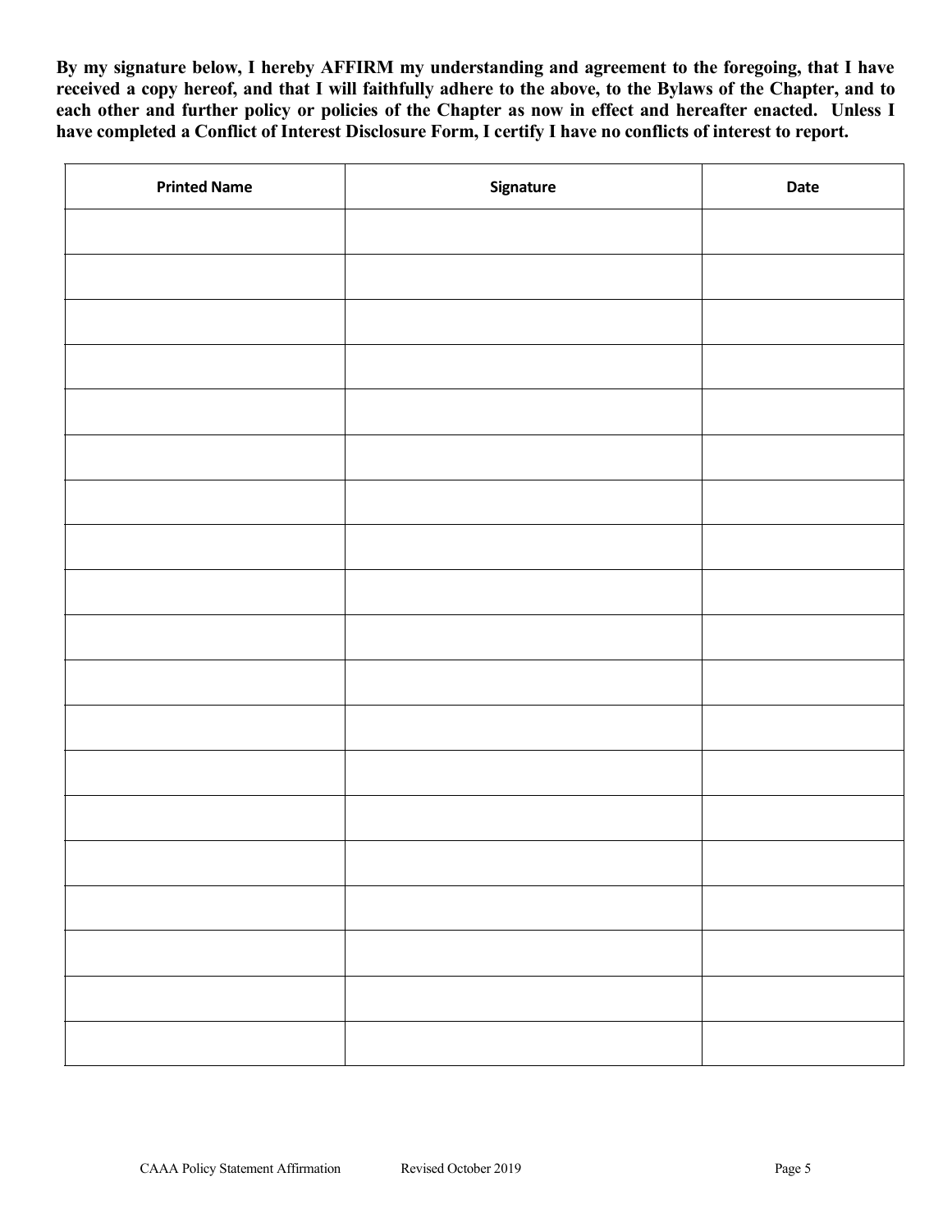**By my signature below, I hereby AFFIRM my understanding and agreement to the foregoing, that I have received a copy hereof, and that I will faithfully adhere to the above, to the Bylaws of the Chapter, and to each other and further policy or policies of the Chapter as now in effect and hereafter enacted. Unless I have completed a Conflict of Interest Disclosure Form, I certify I have no conflicts of interest to report.**

| Printed Name | Signature | Date |
|---|---|---|
| | | |
| | | |
| | | |
| | | |
| | | |
| | | |
| | | |
| | | |
| | | |
| | | |
| | | |
| | | |
| | | |
| | | |
| | | |
| | | |
| | | |
| | | |
| | | |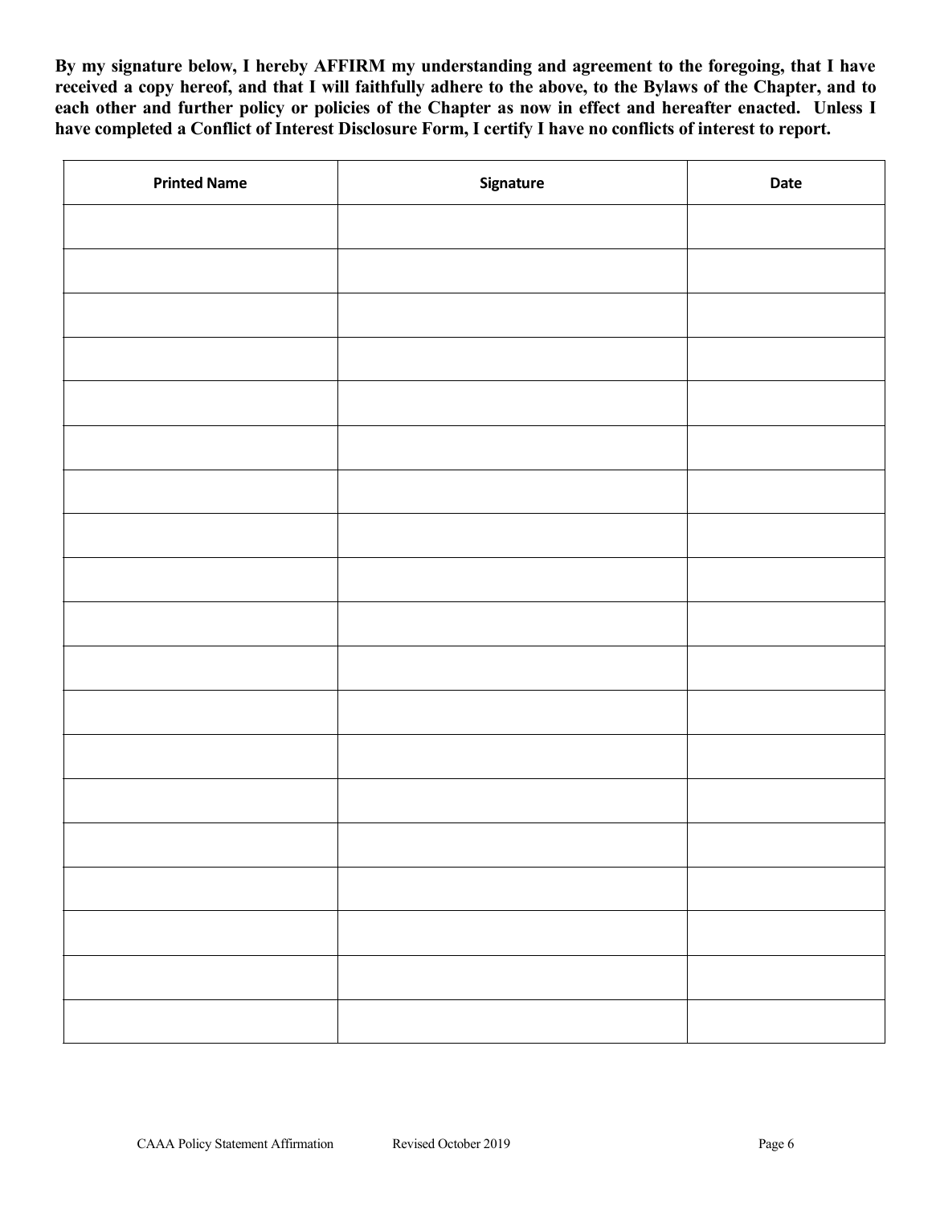**By my signature below, I hereby AFFIRM my understanding and agreement to the foregoing, that I have received a copy hereof, and that I will faithfully adhere to the above, to the Bylaws of the Chapter, and to each other and further policy or policies of the Chapter as now in effect and hereafter enacted. Unless I have completed a Conflict of Interest Disclosure Form, I certify I have no conflicts of interest to report.**

| Printed Name | Signature | Date |
|---|---|---|
| | | |
| | | |
| | | |
| | | |
| | | |
| | | |
| | | |
| | | |
| | | |
| | | |
| | | |
| | | |
| | | |
| | | |
| | | |
| | | |
| | | |
| | | |
| | | |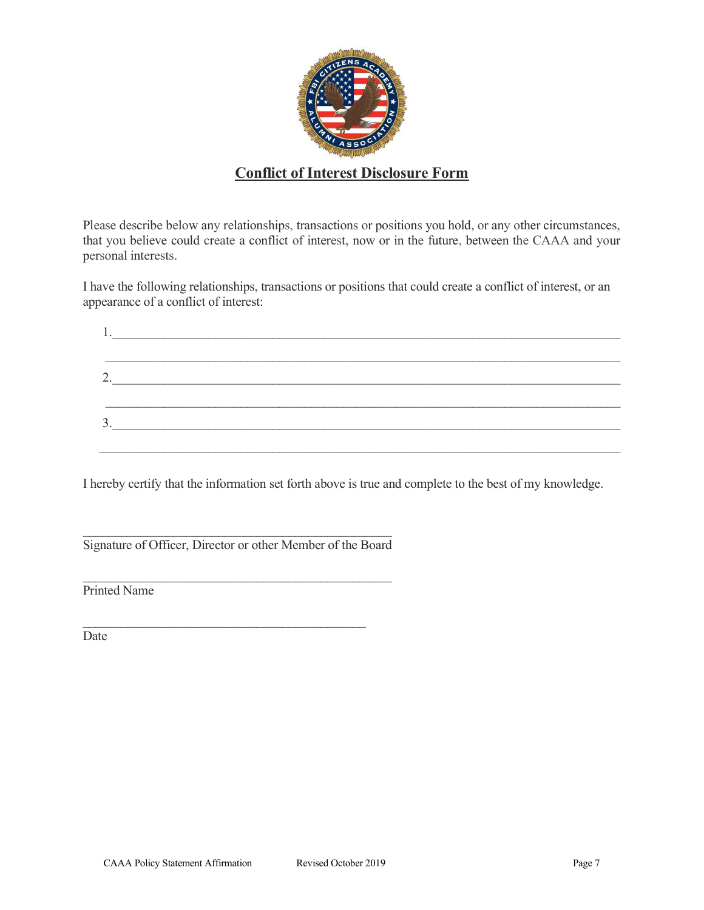## Conflict of Interest Disclosure Form

Please describe below any relationships, transactions or positions you hold, or any other circumstances, that you believe could create a conflict of interest, now or in the future, between the CAAA and your personal interests.

I have the following relationships, transactions or positions that could create a conflict of interest, or an appearance of a conflict of interest:

1.\_\_\_\_\_\_\_\_\_\_\_\_\_\_\_\_\_\_\_\_\_\_\_\_\_\_\_\_\_\_\_\_\_\_\_\_\_\_\_\_\_\_\_\_\_\_\_\_\_\_\_\_\_\_\_\_\_\_\_\_\_\_\_\_\_\_\_\_\_\_\_\_

\_\_\_\_\_\_\_\_\_\_\_\_\_\_\_\_\_\_\_\_\_\_\_\_\_\_\_\_\_\_\_\_\_\_\_\_\_\_\_\_\_\_\_\_\_\_\_\_\_\_\_\_\_\_\_\_\_\_\_\_\_\_\_\_\_\_\_\_\_\_\_\_\_

2.\_\_\_\_\_\_\_\_\_\_\_\_\_\_\_\_\_\_\_\_\_\_\_\_\_\_\_\_\_\_\_\_\_\_\_\_\_\_\_\_\_\_\_\_\_\_\_\_\_\_\_\_\_\_\_\_\_\_\_\_\_\_\_\_\_\_\_\_\_\_\_\_

\_\_\_\_\_\_\_\_\_\_\_\_\_\_\_\_\_\_\_\_\_\_\_\_\_\_\_\_\_\_\_\_\_\_\_\_\_\_\_\_\_\_\_\_\_\_\_\_\_\_\_\_\_\_\_\_\_\_\_\_\_\_\_\_\_\_\_\_\_\_\_\_\_

3.\_\_\_\_\_\_\_\_\_\_\_\_\_\_\_\_\_\_\_\_\_\_\_\_\_\_\_\_\_\_\_\_\_\_\_\_\_\_\_\_\_\_\_\_\_\_\_\_\_\_\_\_\_\_\_\_\_\_\_\_\_\_\_\_\_\_\_\_\_\_\_\_

\_\_\_\_\_\_\_\_\_\_\_\_\_\_\_\_\_\_\_\_\_\_\_\_\_\_\_\_\_\_\_\_\_\_\_\_\_\_\_\_\_\_\_\_\_\_\_\_\_\_\_\_\_\_\_\_\_\_\_\_\_\_\_\_\_\_\_\_\_\_\_\_\_

I hereby certify that the information set forth above is true and complete to the best of my knowledge.

\_\_\_\_\_\_\_\_\_\_\_\_\_\_\_\_\_\_\_\_\_\_\_\_\_\_\_\_\_\_\_\_\_\_\_\_\_\_\_\_\_\_\_\_\_\_\_\_
Signature of Officer, Director or other Member of the Board

\_\_\_\_\_\_\_\_\_\_\_\_\_\_\_\_\_\_\_\_\_\_\_\_\_\_\_\_\_\_\_\_\_\_\_\_\_\_\_\_\_\_\_\_\_\_\_\_
Printed Name

\_\_\_\_\_\_\_\_\_\_\_\_\_\_\_\_\_\_\_\_\_\_\_\_\_\_\_\_\_\_\_\_\_\_\_\_\_\_\_\_\_\_\_\_\_\_
Date

CAAA Policy Statement Affirmation Revised October 2019